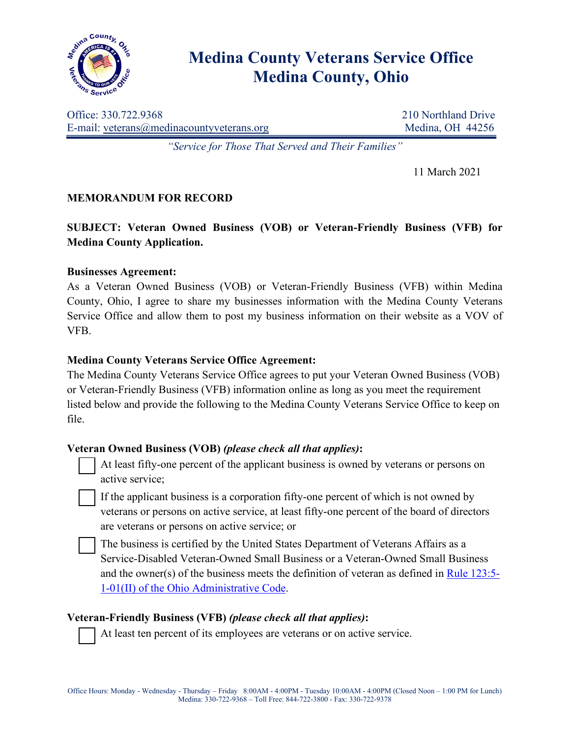# Medina County Veterans Service Office
# Medina County, Ohio

Office: 330.722.9368
E-mail: [veterans@medinacountyveterans.org](mailto:veterans@medinacountyveterans.org)

210 Northland Drive
Medina, OH 44256

*"Service for Those That Served and Their Families"*

11 March 2021

**MEMORANDUM FOR RECORD**

**SUBJECT: Veteran Owned Business (VOB) or Veteran-Friendly Business (VFB) for Medina County Application.**

**Businesses Agreement:**
As a Veteran Owned Business (VOB) or Veteran-Friendly Business (VFB) within Medina County, Ohio, I agree to share my businesses information with the Medina County Veterans Service Office and allow them to post my business information on their website as a VOV of VFB.

**Medina County Veterans Service Office Agreement:**
The Medina County Veterans Service Office agrees to put your Veteran Owned Business (VOB) or Veteran-Friendly Business (VFB) information online as long as you meet the requirement listed below and provide the following to the Medina County Veterans Service Office to keep on file.

**Veteran Owned Business (VOB)** ***(please check all that applies)*****:**

- ☐ At least fifty-one percent of the applicant business is owned by veterans or persons on active service;
- ☐ If the applicant business is a corporation fifty-one percent of which is not owned by veterans or persons on active service, at least fifty-one percent of the board of directors are veterans or persons on active service; or
- ☐ The business is certified by the United States Department of Veterans Affairs as a Service-Disabled Veteran-Owned Small Business or a Veteran-Owned Small Business and the owner(s) of the business meets the definition of veteran as defined in Rule 123:5-1-01(II) of the Ohio Administrative Code.

**Veteran-Friendly Business (VFB)** ***(please check all that applies)*****:**

- ☐ At least ten percent of its employees are veterans or on active service.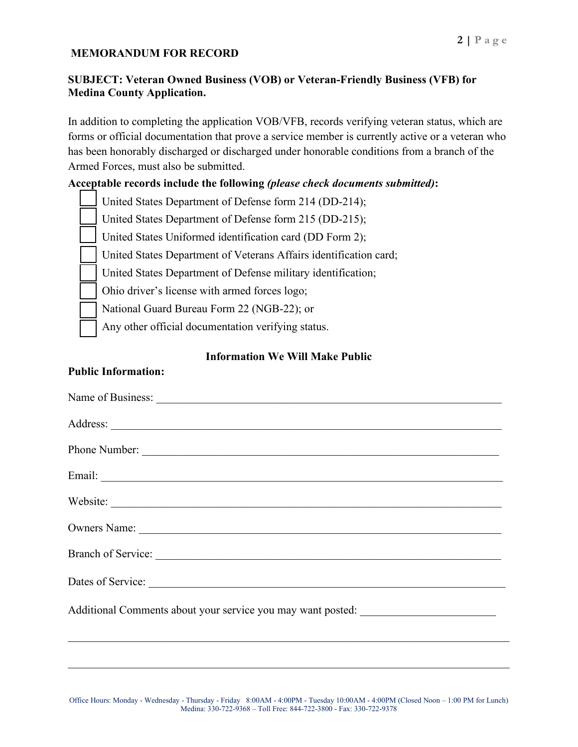**MEMORANDUM FOR RECORD**

**SUBJECT: Veteran Owned Business (VOB) or Veteran-Friendly Business (VFB) for Medina County Application.**

In addition to completing the application VOB/VFB, records verifying veteran status, which are forms or official documentation that prove a service member is currently active or a veteran who has been honorably discharged or discharged under honorable conditions from a branch of the Armed Forces, must also be submitted.

**Acceptable records include the following *(please check documents submitted)*:**

- ☐ United States Department of Defense form 214 (DD-214);
- ☐ United States Department of Defense form 215 (DD-215);
- ☐ United States Uniformed identification card (DD Form 2);
- ☐ United States Department of Veterans Affairs identification card;
- ☐ United States Department of Defense military identification;
- ☐ Ohio driver's license with armed forces logo;
- ☐ National Guard Bureau Form 22 (NGB-22); or
- ☐ Any other official documentation verifying status.

**Information We Will Make Public**

**Public Information:**

Name of Business: ___________________________________________________________

Address: ____________________________________________________________________

Phone Number: ______________________________________________________________

Email: ______________________________________________________________________

Website: ____________________________________________________________________

Owners Name: ________________________________________________________________

Branch of Service: ___________________________________________________________

Dates of Service: ____________________________________________________________

Additional Comments about your service you may want posted: ________________________

_____________________________________________________________________________

_____________________________________________________________________________

Office Hours: Monday - Wednesday - Thursday - Friday 8:00AM - 4:00PM - Tuesday 10:00AM - 4:00PM (Closed Noon – 1:00 PM for Lunch)
Medina: 330-722-9368 – Toll Free: 844-722-3800 - Fax: 330-722-9378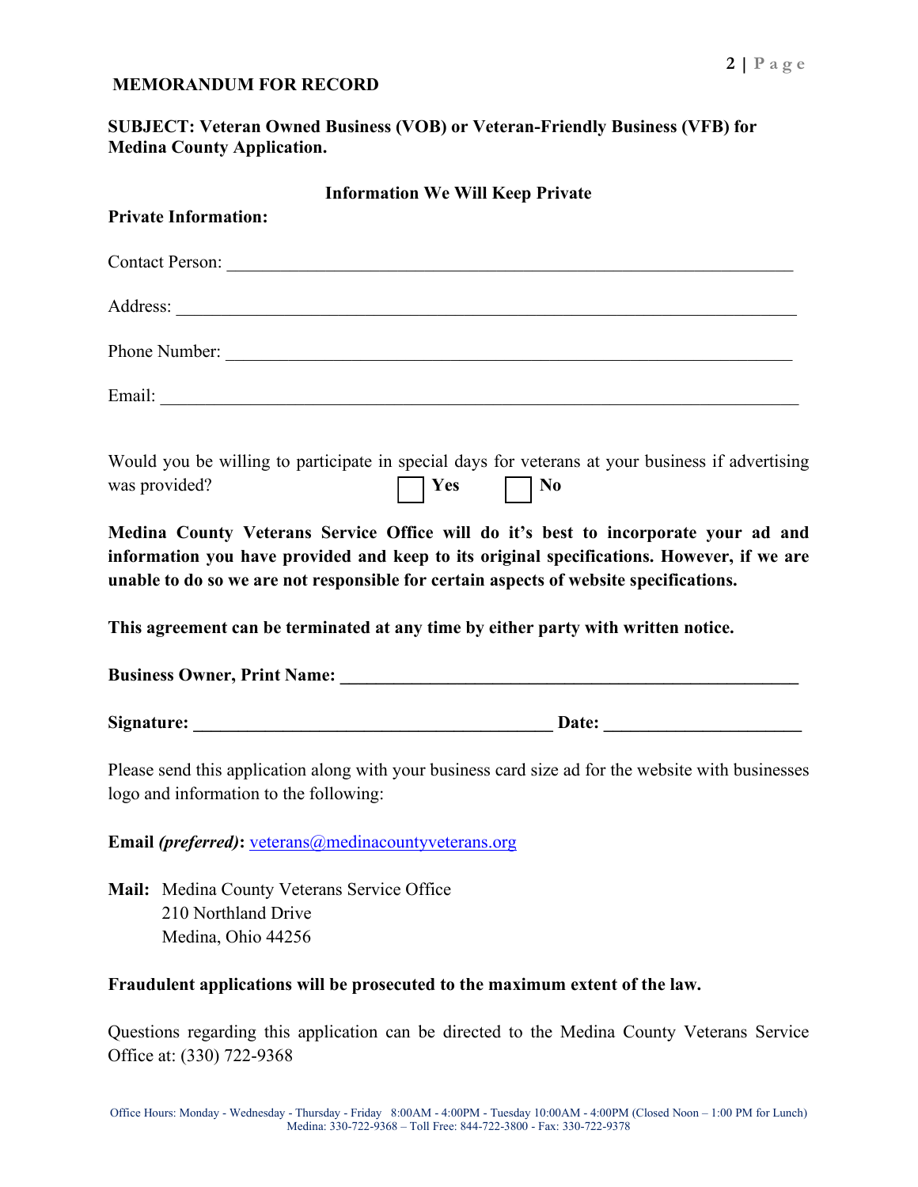**MEMORANDUM FOR RECORD**

**SUBJECT: Veteran Owned Business (VOB) or Veteran-Friendly Business (VFB) for Medina County Application.**

**Information We Will Keep Private**

**Private Information:**

Contact Person: ______________________________________________________________

Address: ________________________________________________________________

Phone Number: ____________________________________________________________

Email: __________________________________________________________________

Would you be willing to participate in special days for veterans at your business if advertising was provided? ☐ **Yes** ☐ **No**

**Medina County Veterans Service Office will do it's best to incorporate your ad and information you have provided and keep to its original specifications. However, if we are unable to do so we are not responsible for certain aspects of website specifications.**

**This agreement can be terminated at any time by either party with written notice.**

**Business Owner, Print Name: ______________________________________________**

**Signature: _____________________________________ Date: ____________________**

Please send this application along with your business card size ad for the website with businesses logo and information to the following:

**Email *(preferred)*:** veterans@medinacountyveterans.org

**Mail:** Medina County Veterans Service Office
210 Northland Drive
Medina, Ohio 44256

**Fraudulent applications will be prosecuted to the maximum extent of the law.**

Questions regarding this application can be directed to the Medina County Veterans Service Office at: (330) 722-9368

Office Hours: Monday - Wednesday - Thursday - Friday 8:00AM - 4:00PM - Tuesday 10:00AM - 4:00PM (Closed Noon – 1:00 PM for Lunch)
Medina: 330-722-9368 – Toll Free: 844-722-3800 - Fax: 330-722-9378